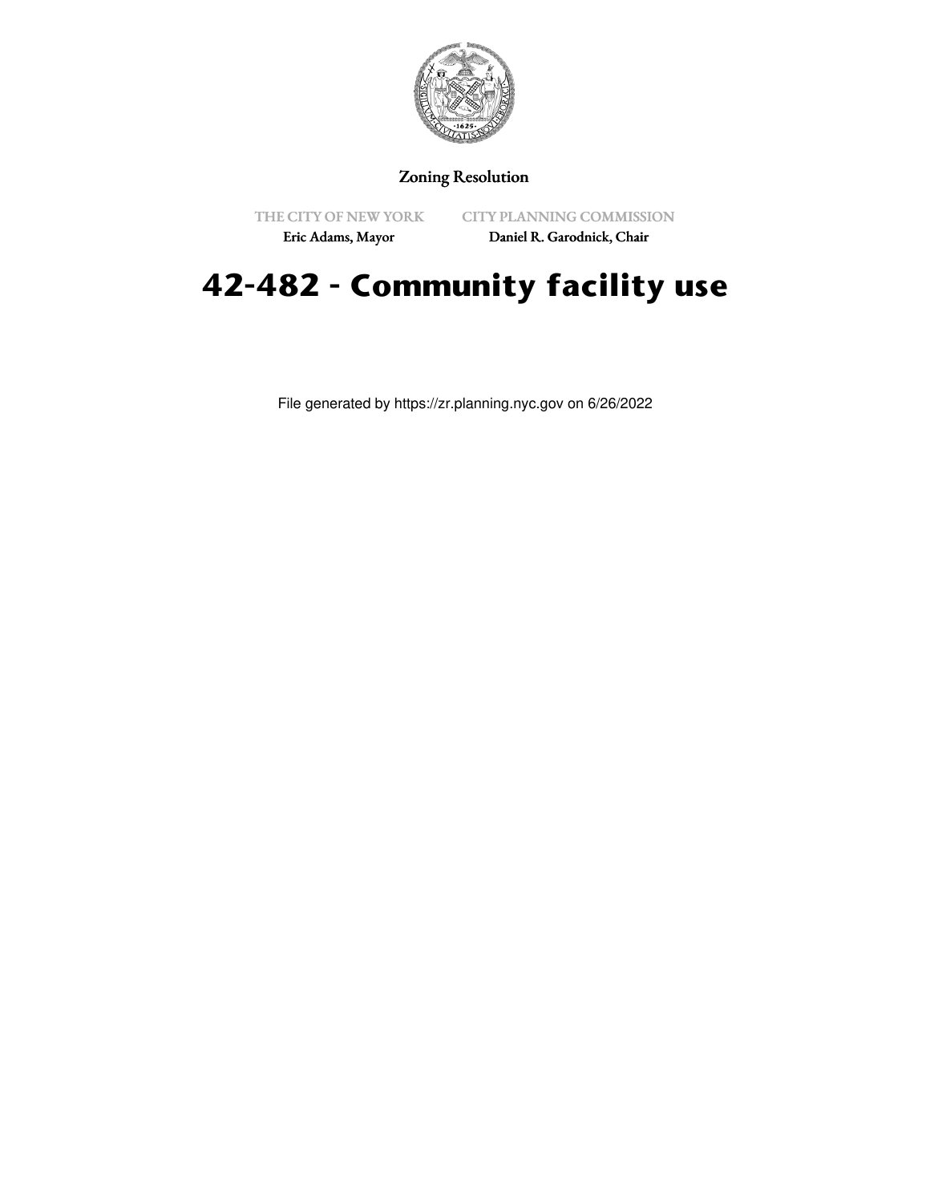Zoning Resolution

THE CITY OF NEW YORK
Eric Adams, Mayor

CITY PLANNING COMMISSION
Daniel R. Garodnick, Chair

# 42-482 - Community facility use

File generated by https://zr.planning.nyc.gov on 6/26/2022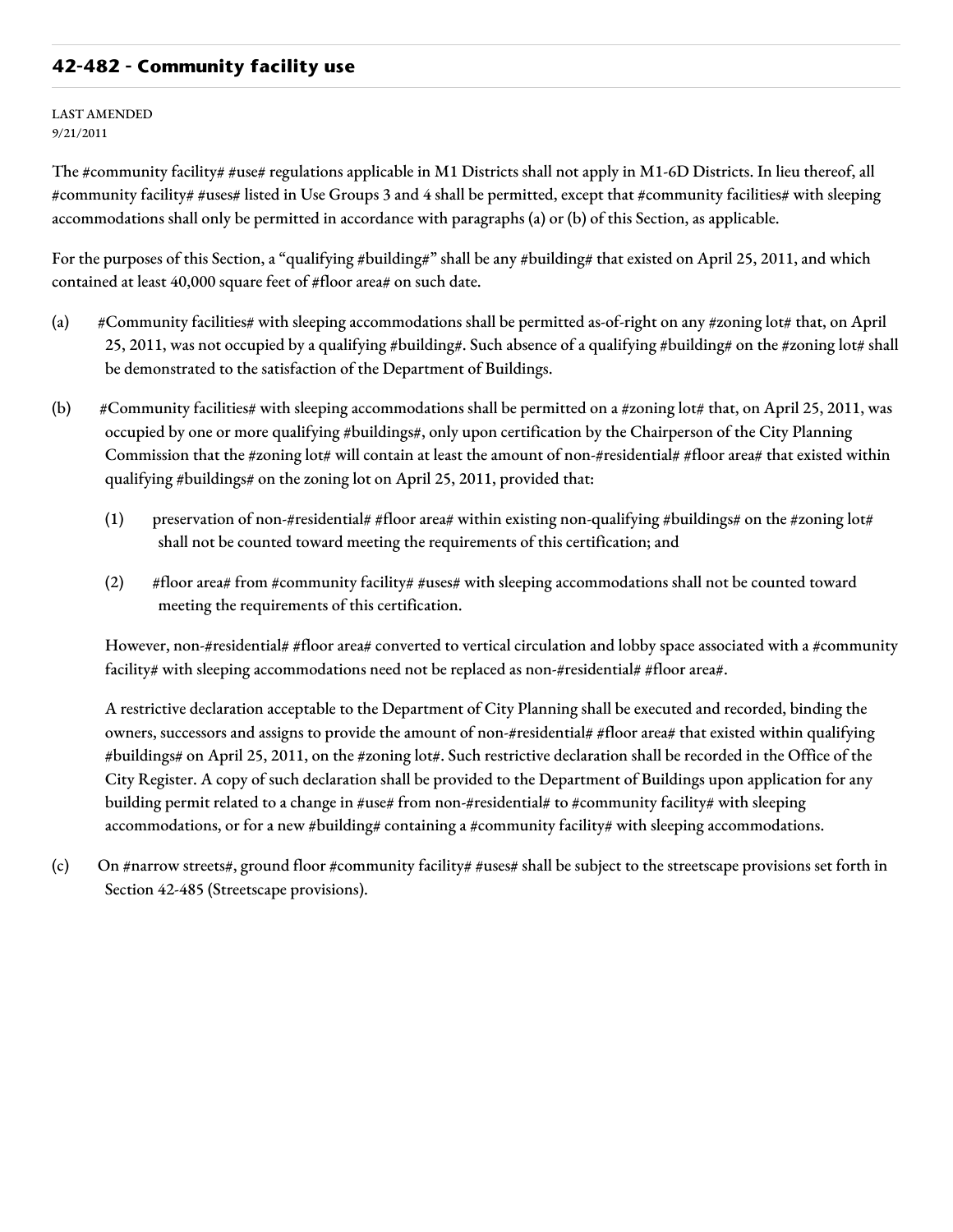## 42-482 - Community facility use

LAST AMENDED
9/21/2011

The #community facility# #use# regulations applicable in M1 Districts shall not apply in M1-6D Districts. In lieu thereof, all #community facility# #uses# listed in Use Groups 3 and 4 shall be permitted, except that #community facilities# with sleeping accommodations shall only be permitted in accordance with paragraphs (a) or (b) of this Section, as applicable.

For the purposes of this Section, a "qualifying #building#" shall be any #building# that existed on April 25, 2011, and which contained at least 40,000 square feet of #floor area# on such date.

(a) #Community facilities# with sleeping accommodations shall be permitted as-of-right on any #zoning lot# that, on April 25, 2011, was not occupied by a qualifying #building#. Such absence of a qualifying #building# on the #zoning lot# shall be demonstrated to the satisfaction of the Department of Buildings.

(b) #Community facilities# with sleeping accommodations shall be permitted on a #zoning lot# that, on April 25, 2011, was occupied by one or more qualifying #buildings#, only upon certification by the Chairperson of the City Planning Commission that the #zoning lot# will contain at least the amount of non-#residential# #floor area# that existed within qualifying #buildings# on the zoning lot on April 25, 2011, provided that:

   (1) preservation of non-#residential# #floor area# within existing non-qualifying #buildings# on the #zoning lot# shall not be counted toward meeting the requirements of this certification; and

   (2) #floor area# from #community facility# #uses# with sleeping accommodations shall not be counted toward meeting the requirements of this certification.

   However, non-#residential# #floor area# converted to vertical circulation and lobby space associated with a #community facility# with sleeping accommodations need not be replaced as non-#residential# #floor area#.

   A restrictive declaration acceptable to the Department of City Planning shall be executed and recorded, binding the owners, successors and assigns to provide the amount of non-#residential# #floor area# that existed within qualifying #buildings# on April 25, 2011, on the #zoning lot#. Such restrictive declaration shall be recorded in the Office of the City Register. A copy of such declaration shall be provided to the Department of Buildings upon application for any building permit related to a change in #use# from non-#residential# to #community facility# with sleeping accommodations, or for a new #building# containing a #community facility# with sleeping accommodations.

(c) On #narrow streets#, ground floor #community facility# #uses# shall be subject to the streetscape provisions set forth in Section 42-485 (Streetscape provisions).